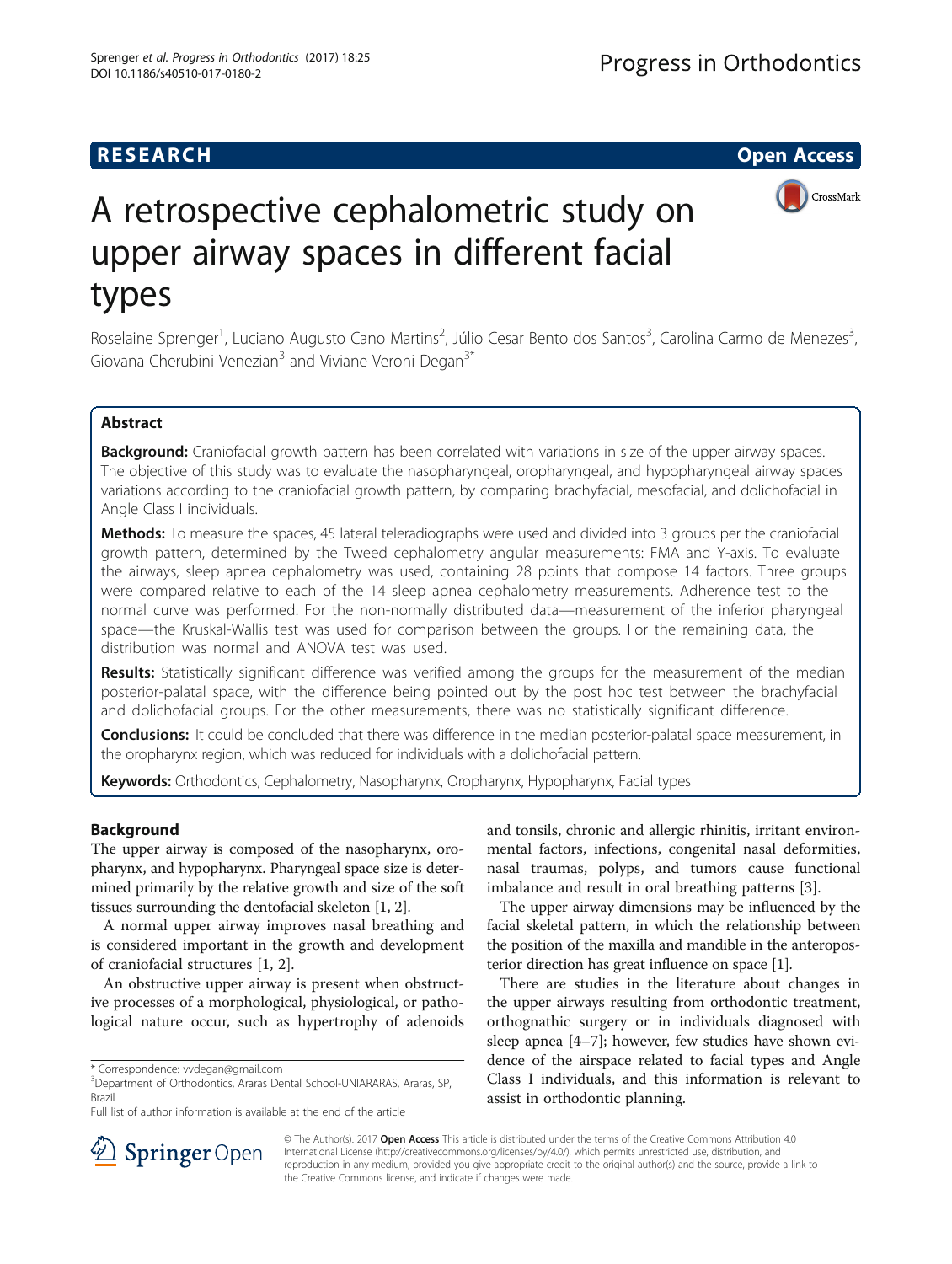**RESEARCH** **Open Access**

# A retrospective cephalometric study on upper airway spaces in different facial types

Roselaine Sprenger[1], Luciano Augusto Cano Martins[2], Júlio Cesar Bento dos Santos[3], Carolina Carmo de Menezes[3], Giovana Cherubini Venezian[3] and Viviane Veroni Degan[3*]

## Abstract

**Background:** Craniofacial growth pattern has been correlated with variations in size of the upper airway spaces. The objective of this study was to evaluate the nasopharyngeal, oropharyngeal, and hypopharyngeal airway spaces variations according to the craniofacial growth pattern, by comparing brachyfacial, mesofacial, and dolichofacial in Angle Class I individuals.

**Methods:** To measure the spaces, 45 lateral teleradiographs were used and divided into 3 groups per the craniofacial growth pattern, determined by the Tweed cephalometry angular measurements: FMA and Y-axis. To evaluate the airways, sleep apnea cephalometry was used, containing 28 points that compose 14 factors. Three groups were compared relative to each of the 14 sleep apnea cephalometry measurements. Adherence test to the normal curve was performed. For the non-normally distributed data—measurement of the inferior pharyngeal space—the Kruskal-Wallis test was used for comparison between the groups. For the remaining data, the distribution was normal and ANOVA test was used.

**Results:** Statistically significant difference was verified among the groups for the measurement of the median posterior-palatal space, with the difference being pointed out by the post hoc test between the brachyfacial and dolichofacial groups. For the other measurements, there was no statistically significant difference.

**Conclusions:** It could be concluded that there was difference in the median posterior-palatal space measurement, in the oropharynx region, which was reduced for individuals with a dolichofacial pattern.

**Keywords:** Orthodontics, Cephalometry, Nasopharynx, Oropharynx, Hypopharynx, Facial types

## Background

The upper airway is composed of the nasopharynx, oropharynx, and hypopharynx. Pharyngeal space size is determined primarily by the relative growth and size of the soft tissues surrounding the dentofacial skeleton [1, 2].

A normal upper airway improves nasal breathing and is considered important in the growth and development of craniofacial structures [1, 2].

An obstructive upper airway is present when obstructive processes of a morphological, physiological, or pathological nature occur, such as hypertrophy of adenoids and tonsils, chronic and allergic rhinitis, irritant environmental factors, infections, congenital nasal deformities, nasal traumas, polyps, and tumors cause functional imbalance and result in oral breathing patterns [3].

The upper airway dimensions may be influenced by the facial skeletal pattern, in which the relationship between the position of the maxilla and mandible in the anteroposterior direction has great influence on space [1].

There are studies in the literature about changes in the upper airways resulting from orthodontic treatment, orthognathic surgery or in individuals diagnosed with sleep apnea [4–7]; however, few studies have shown evidence of the airspace related to facial types and Angle Class I individuals, and this information is relevant to assist in orthodontic planning.

\* Correspondence: vvdegan@gmail.com
[3]Department of Orthodontics, Araras Dental School-UNIARARAS, Araras, SP, Brazil
Full list of author information is available at the end of the article

© The Author(s). 2017 **Open Access** This article is distributed under the terms of the Creative Commons Attribution 4.0 International License (http://creativecommons.org/licenses/by/4.0/), which permits unrestricted use, distribution, and reproduction in any medium, provided you give appropriate credit to the original author(s) and the source, provide a link to the Creative Commons license, and indicate if changes were made.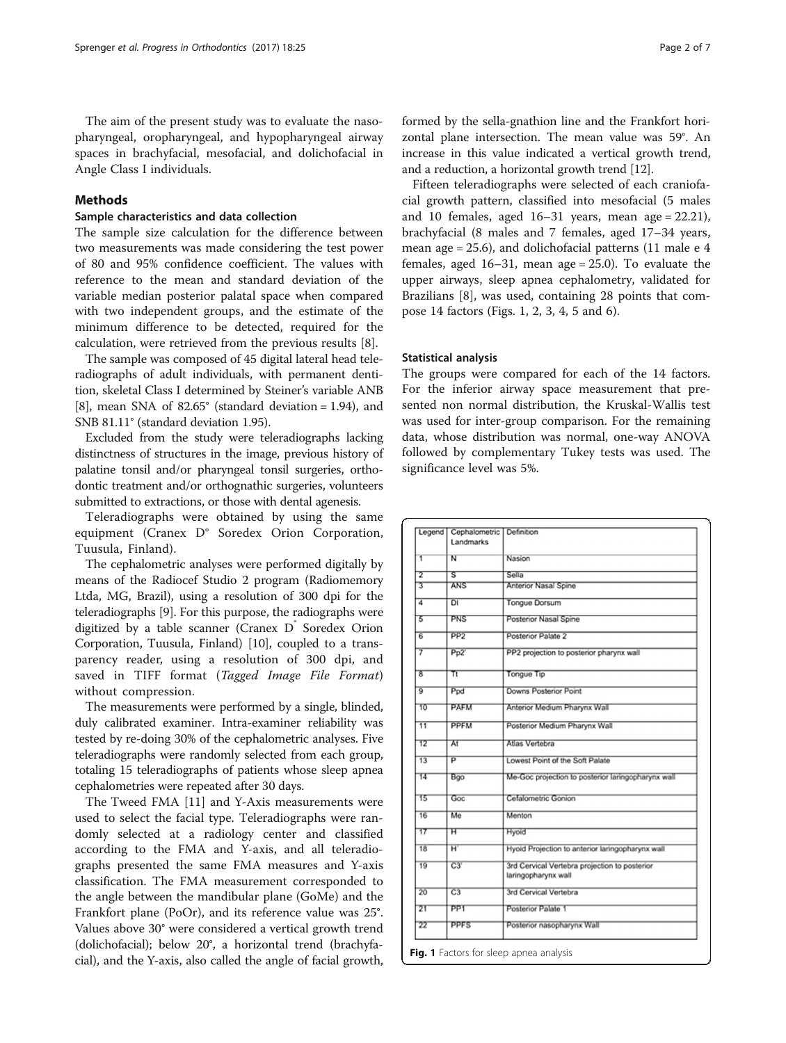The aim of the present study was to evaluate the nasopharyngeal, oropharyngeal, and hypopharyngeal airway spaces in brachyfacial, mesofacial, and dolichofacial in Angle Class I individuals.

## Methods

### Sample characteristics and data collection

The sample size calculation for the difference between two measurements was made considering the test power of 80 and 95% confidence coefficient. The values with reference to the mean and standard deviation of the variable median posterior palatal space when compared with two independent groups, and the estimate of the minimum difference to be detected, required for the calculation, were retrieved from the previous results [8].

The sample was composed of 45 digital lateral head teleradiographs of adult individuals, with permanent dentition, skeletal Class I determined by Steiner's variable ANB [8], mean SNA of 82.65° (standard deviation = 1.94), and SNB 81.11° (standard deviation 1.95).

Excluded from the study were teleradiographs lacking distinctness of structures in the image, previous history of palatine tonsil and/or pharyngeal tonsil surgeries, orthodontic treatment and/or orthognathic surgeries, volunteers submitted to extractions, or those with dental agenesis.

Teleradiographs were obtained by using the same equipment (Cranex D® Soredex Orion Corporation, Tuusula, Finland).

The cephalometric analyses were performed digitally by means of the Radiocef Studio 2 program (Radiomemory Ltda, MG, Brazil), using a resolution of 300 dpi for the teleradiographs [9]. For this purpose, the radiographs were digitized by a table scanner (Cranex D® Soredex Orion Corporation, Tuusula, Finland) [10], coupled to a transparency reader, using a resolution of 300 dpi, and saved in TIFF format (*Tagged Image File Format*) without compression.

The measurements were performed by a single, blinded, duly calibrated examiner. Intra-examiner reliability was tested by re-doing 30% of the cephalometric analyses. Five teleradiographs were randomly selected from each group, totaling 15 teleradiographs of patients whose sleep apnea cephalometries were repeated after 30 days.

The Tweed FMA [11] and Y-Axis measurements were used to select the facial type. Teleradiographs were randomly selected at a radiology center and classified according to the FMA and Y-axis, and all teleradiographs presented the same FMA measures and Y-axis classification. The FMA measurement corresponded to the angle between the mandibular plane (GoMe) and the Frankfort plane (PoOr), and its reference value was 25°. Values above 30° were considered a vertical growth trend (dolichofacial); below 20°, a horizontal trend (brachyfacial), and the Y-axis, also called the angle of facial growth, formed by the sella-gnathion line and the Frankfort horizontal plane intersection. The mean value was 59°. An increase in this value indicated a vertical growth trend, and a reduction, a horizontal growth trend [12].

Fifteen teleradiographs were selected of each craniofacial growth pattern, classified into mesofacial (5 males and 10 females, aged 16–31 years, mean age = 22.21), brachyfacial (8 males and 7 females, aged 17–34 years, mean age = 25.6), and dolichofacial patterns (11 male e 4 females, aged 16–31, mean age = 25.0). To evaluate the upper airways, sleep apnea cephalometry, validated for Brazilians [8], was used, containing 28 points that compose 14 factors (Figs. 1, 2, 3, 4, 5 and 6).

### Statistical analysis

The groups were compared for each of the 14 factors. For the inferior airway space measurement that presented non normal distribution, the Kruskal-Wallis test was used for inter-group comparison. For the remaining data, whose distribution was normal, one-way ANOVA followed by complementary Tukey tests was used. The significance level was 5%.

| Legend | Cephalometric Landmarks | Definition |
|---|---|---|
| 1 | N | Nasion |
| 2 | S | Sella |
| 3 | ANS | Anterior Nasal Spine |
| 4 | Dl | Tongue Dorsum |
| 5 | PNS | Posterior Nasal Spine |
| 6 | PP2 | Posterior Palate 2 |
| 7 | Pp2' | PP2 projection to posterior pharynx wall |
| 8 | Tt | Tongue Tip |
| 9 | Ppd | Downs Posterior Point |
| 10 | PAFM | Anterior Medium Pharynx Wall |
| 11 | PPFM | Posterior Medium Pharynx Wall |
| 12 | At | Atlas Vertebra |
| 13 | P | Lowest Point of the Soft Palate |
| 14 | Bgo | Me-Goc projection to posterior laringopharynx wall |
| 15 | Goc | Cefalometric Gonion |
| 16 | Me | Menton |
| 17 | H | Hyoid |
| 18 | H' | Hyoid Projection to anterior laringopharynx wall |
| 19 | C3' | 3rd Cervical Vertebra projection to posterior laringopharynx wall |
| 20 | C3 | 3rd Cervical Vertebra |
| 21 | PP1 | Posterior Palate 1 |
| 22 | PPFS | Posterior nasopharynx Wall |

**Fig. 1** Factors for sleep apnea analysis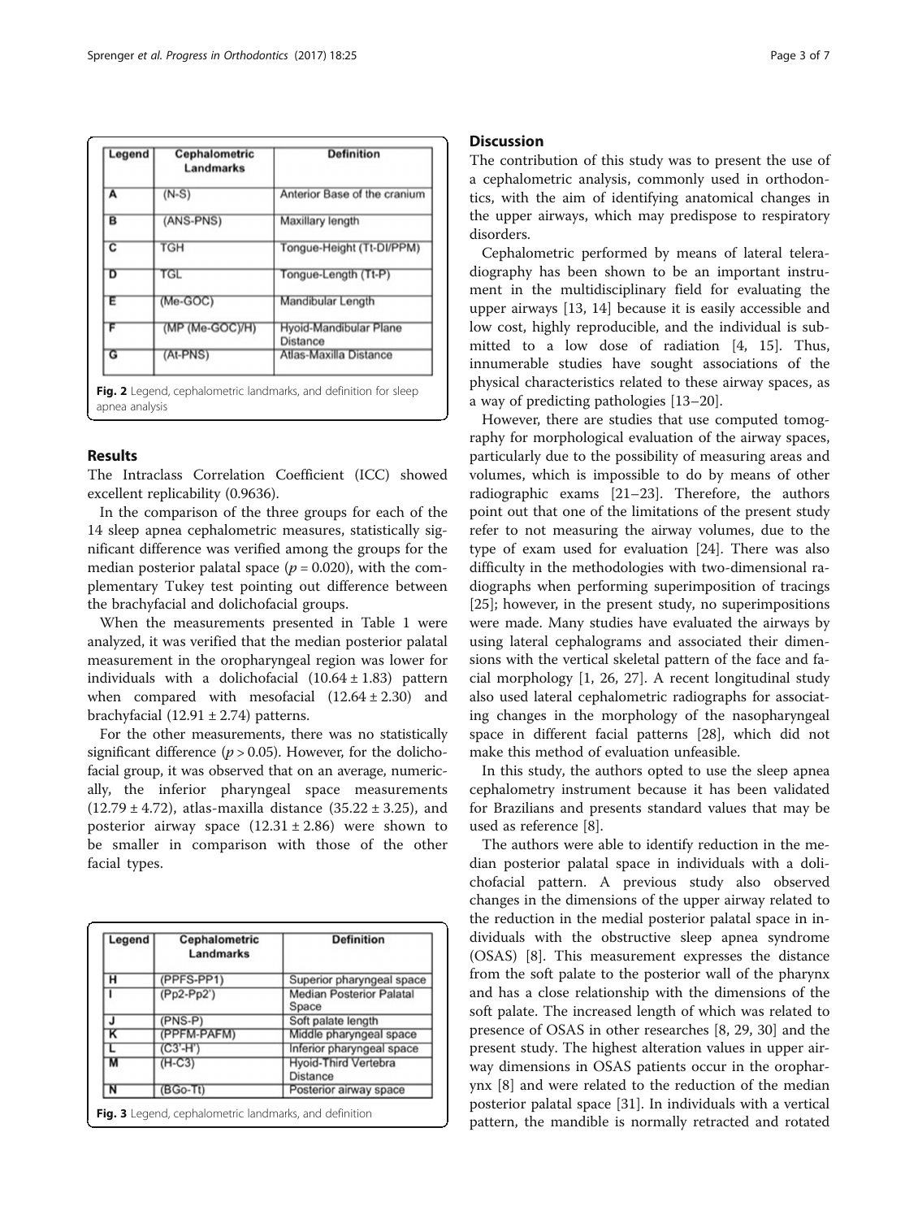| Legend | Cephalometric Landmarks | Definition |
|---|---|---|
| A | (N-S) | Anterior Base of the cranium |
| B | (ANS-PNS) | Maxillary length |
| C | TGH | Tongue-Height (Tt-DI/PPM) |
| D | TGL | Tongue-Length (Tt-P) |
| E | (Me-GOC) | Mandibular Length |
| F | (MP (Me-GOC)/H) | Hyoid-Mandibular Plane Distance |
| G | (At-PNS) | Atlas-Maxilla Distance |

**Fig. 2** Legend, cephalometric landmarks, and definition for sleep apnea analysis

## Results

The Intraclass Correlation Coefficient (ICC) showed excellent replicability (0.9636).

In the comparison of the three groups for each of the 14 sleep apnea cephalometric measures, statistically significant difference was verified among the groups for the median posterior palatal space ($p = 0.020$), with the complementary Tukey test pointing out difference between the brachyfacial and dolichofacial groups.

When the measurements presented in Table 1 were analyzed, it was verified that the median posterior palatal measurement in the oropharyngeal region was lower for individuals with a dolichofacial ($10.64 \pm 1.83$) pattern when compared with mesofacial ($12.64 \pm 2.30$) and brachyfacial ($12.91 \pm 2.74$) patterns.

For the other measurements, there was no statistically significant difference ($p > 0.05$). However, for the dolichofacial group, it was observed that on an average, numerically, the inferior pharyngeal space measurements ($12.79 \pm 4.72$), atlas-maxilla distance ($35.22 \pm 3.25$), and posterior airway space ($12.31 \pm 2.86$) were shown to be smaller in comparison with those of the other facial types.

| Legend | Cephalometric Landmarks | Definition |
|---|---|---|
| H | (PPFS-PP1) | Superior pharyngeal space |
| I | (Pp2-Pp2') | Median Posterior Palatal Space |
| J | (PNS-P) | Soft palate length |
| K | (PPFM-PAFM) | Middle pharyngeal space |
| L | (C3'-H') | Inferior pharyngeal space |
| M | (H-C3) | Hyoid-Third Vertebra Distance |
| N | (BGo-Tt) | Posterior airway space |

**Fig. 3** Legend, cephalometric landmarks, and definition

## Discussion

The contribution of this study was to present the use of a cephalometric analysis, commonly used in orthodontics, with the aim of identifying anatomical changes in the upper airways, which may predispose to respiratory disorders.

Cephalometric performed by means of lateral teleradiography has been shown to be an important instrument in the multidisciplinary field for evaluating the upper airways [13, 14] because it is easily accessible and low cost, highly reproducible, and the individual is submitted to a low dose of radiation [4, 15]. Thus, innumerable studies have sought associations of the physical characteristics related to these airway spaces, as a way of predicting pathologies [13–20].

However, there are studies that use computed tomography for morphological evaluation of the airway spaces, particularly due to the possibility of measuring areas and volumes, which is impossible to do by means of other radiographic exams [21–23]. Therefore, the authors point out that one of the limitations of the present study refer to not measuring the airway volumes, due to the type of exam used for evaluation [24]. There was also difficulty in the methodologies with two-dimensional radiographs when performing superimposition of tracings [25]; however, in the present study, no superimpositions were made. Many studies have evaluated the airways by using lateral cephalograms and associated their dimensions with the vertical skeletal pattern of the face and facial morphology [1, 26, 27]. A recent longitudinal study also used lateral cephalometric radiographs for associating changes in the morphology of the nasopharyngeal space in different facial patterns [28], which did not make this method of evaluation unfeasible.

In this study, the authors opted to use the sleep apnea cephalometry instrument because it has been validated for Brazilians and presents standard values that may be used as reference [8].

The authors were able to identify reduction in the median posterior palatal space in individuals with a dolichofacial pattern. A previous study also observed changes in the dimensions of the upper airway related to the reduction in the medial posterior palatal space in individuals with the obstructive sleep apnea syndrome (OSAS) [8]. This measurement expresses the distance from the soft palate to the posterior wall of the pharynx and has a close relationship with the dimensions of the soft palate. The increased length of which was related to presence of OSAS in other researches [8, 29, 30] and the present study. The highest alteration values in upper airway dimensions in OSAS patients occur in the oropharynx [8] and were related to the reduction of the median posterior palatal space [31]. In individuals with a vertical pattern, the mandible is normally retracted and rotated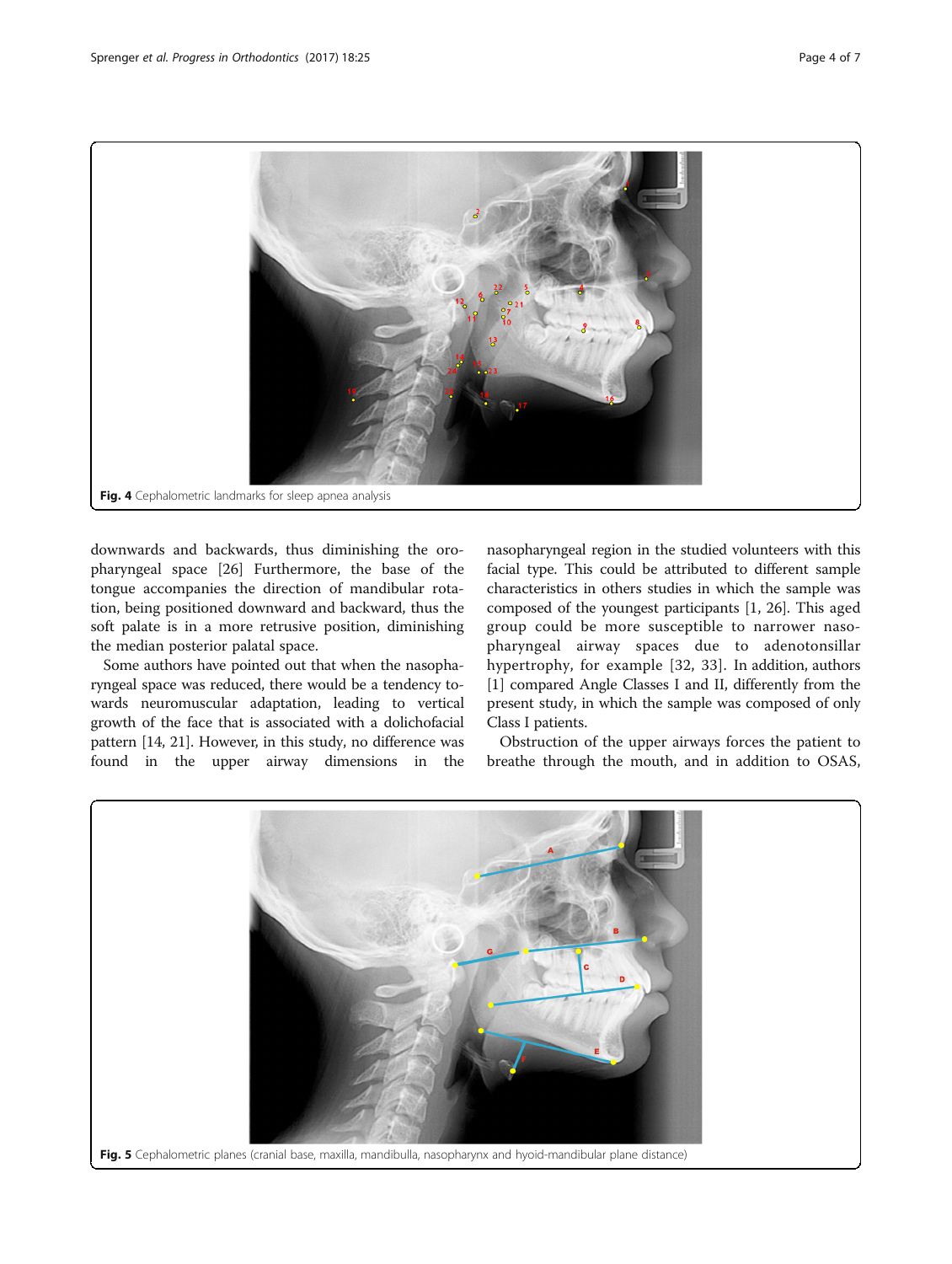Fig. 4 Cephalometric landmarks for sleep apnea analysis

downwards and backwards, thus diminishing the oropharyngeal space [26] Furthermore, the base of the tongue accompanies the direction of mandibular rotation, being positioned downward and backward, thus the soft palate is in a more retrusive position, diminishing the median posterior palatal space.

Some authors have pointed out that when the nasopharyngeal space was reduced, there would be a tendency towards neuromuscular adaptation, leading to vertical growth of the face that is associated with a dolichofacial pattern [14, 21]. However, in this study, no difference was found in the upper airway dimensions in the nasopharyngeal region in the studied volunteers with this facial type. This could be attributed to different sample characteristics in others studies in which the sample was composed of the youngest participants [1, 26]. This aged group could be more susceptible to narrower nasopharyngeal airway spaces due to adenotonsillar hypertrophy, for example [32, 33]. In addition, authors [1] compared Angle Classes I and II, differently from the present study, in which the sample was composed of only Class I patients.

Obstruction of the upper airways forces the patient to breathe through the mouth, and in addition to OSAS,

Fig. 5 Cephalometric planes (cranial base, maxilla, mandibulla, nasopharynx and hyoid-mandibular plane distance)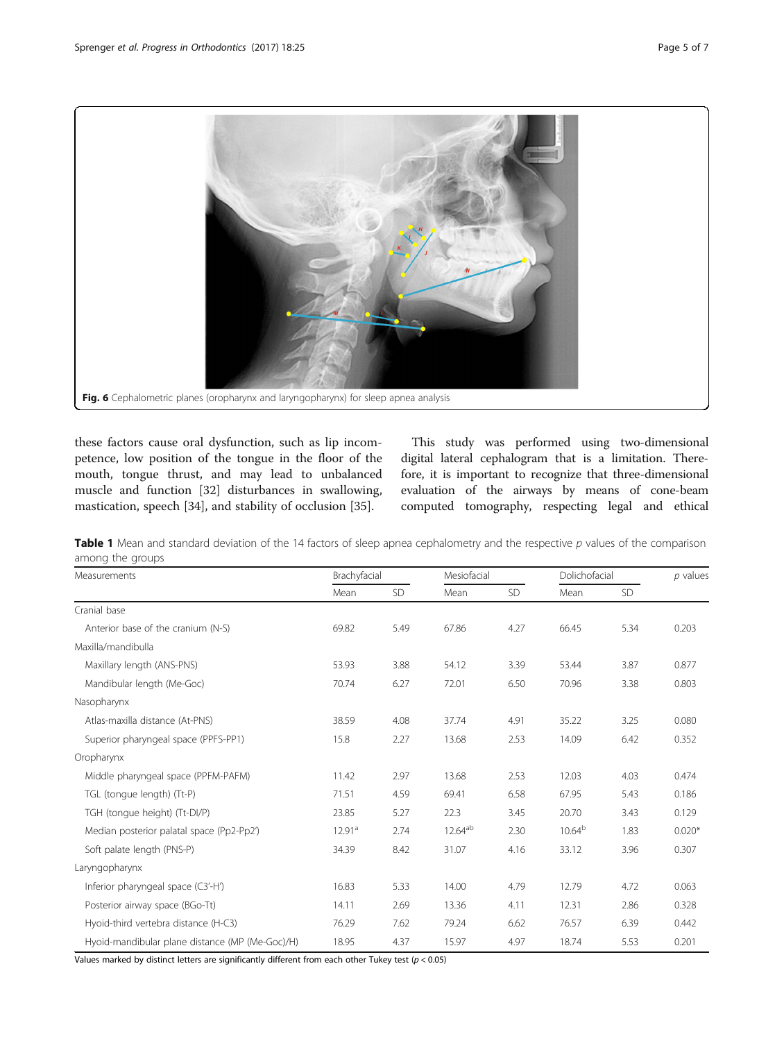Fig. 6 Cephalometric planes (oropharynx and laryngopharynx) for sleep apnea analysis

these factors cause oral dysfunction, such as lip incompetence, low position of the tongue in the floor of the mouth, tongue thrust, and may lead to unbalanced muscle and function [32] disturbances in swallowing, mastication, speech [34], and stability of occlusion [35].

This study was performed using two-dimensional digital lateral cephalogram that is a limitation. Therefore, it is important to recognize that three-dimensional evaluation of the airways by means of cone-beam computed tomography, respecting legal and ethical

**Table 1** Mean and standard deviation of the 14 factors of sleep apnea cephalometry and the respective *p* values of the comparison among the groups

| Measurements | Brachyfacial | | Mesiofacial | | Dolichofacial | | *p* values |
|---|---|---|---|---|---|---|---|
| | Mean | SD | Mean | SD | Mean | SD | |
| Cranial base | | | | | | | |
| Anterior base of the cranium (N-S) | 69.82 | 5.49 | 67.86 | 4.27 | 66.45 | 5.34 | 0.203 |
| Maxilla/mandibulla | | | | | | | |
| Maxillary length (ANS-PNS) | 53.93 | 3.88 | 54.12 | 3.39 | 53.44 | 3.87 | 0.877 |
| Mandibular length (Me-Goc) | 70.74 | 6.27 | 72.01 | 6.50 | 70.96 | 3.38 | 0.803 |
| Nasopharynx | | | | | | | |
| Atlas-maxilla distance (At-PNS) | 38.59 | 4.08 | 37.74 | 4.91 | 35.22 | 3.25 | 0.080 |
| Superior pharyngeal space (PPFS-PP1) | 15.8 | 2.27 | 13.68 | 2.53 | 14.09 | 6.42 | 0.352 |
| Oropharynx | | | | | | | |
| Middle pharyngeal space (PPFM-PAFM) | 11.42 | 2.97 | 13.68 | 2.53 | 12.03 | 4.03 | 0.474 |
| TGL (tongue length) (Tt-P) | 71.51 | 4.59 | 69.41 | 6.58 | 67.95 | 5.43 | 0.186 |
| TGH (tongue height) (Tt-Dl/P) | 23.85 | 5.27 | 22.3 | 3.45 | 20.70 | 3.43 | 0.129 |
| Median posterior palatal space (Pp2-Pp2′) | 12.91[a] | 2.74 | 12.64[ab] | 2.30 | 10.64[b] | 1.83 | 0.020* |
| Soft palate length (PNS-P) | 34.39 | 8.42 | 31.07 | 4.16 | 33.12 | 3.96 | 0.307 |
| Laryngopharynx | | | | | | | |
| Inferior pharyngeal space (C3′-H′) | 16.83 | 5.33 | 14.00 | 4.79 | 12.79 | 4.72 | 0.063 |
| Posterior airway space (BGo-Tt) | 14.11 | 2.69 | 13.36 | 4.11 | 12.31 | 2.86 | 0.328 |
| Hyoid-third vertebra distance (H-C3) | 76.29 | 7.62 | 79.24 | 6.62 | 76.57 | 6.39 | 0.442 |
| Hyoid-mandibular plane distance (MP (Me-Goc)/H) | 18.95 | 4.37 | 15.97 | 4.97 | 18.74 | 5.53 | 0.201 |

Values marked by distinct letters are significantly different from each other Tukey test ($p < 0.05$)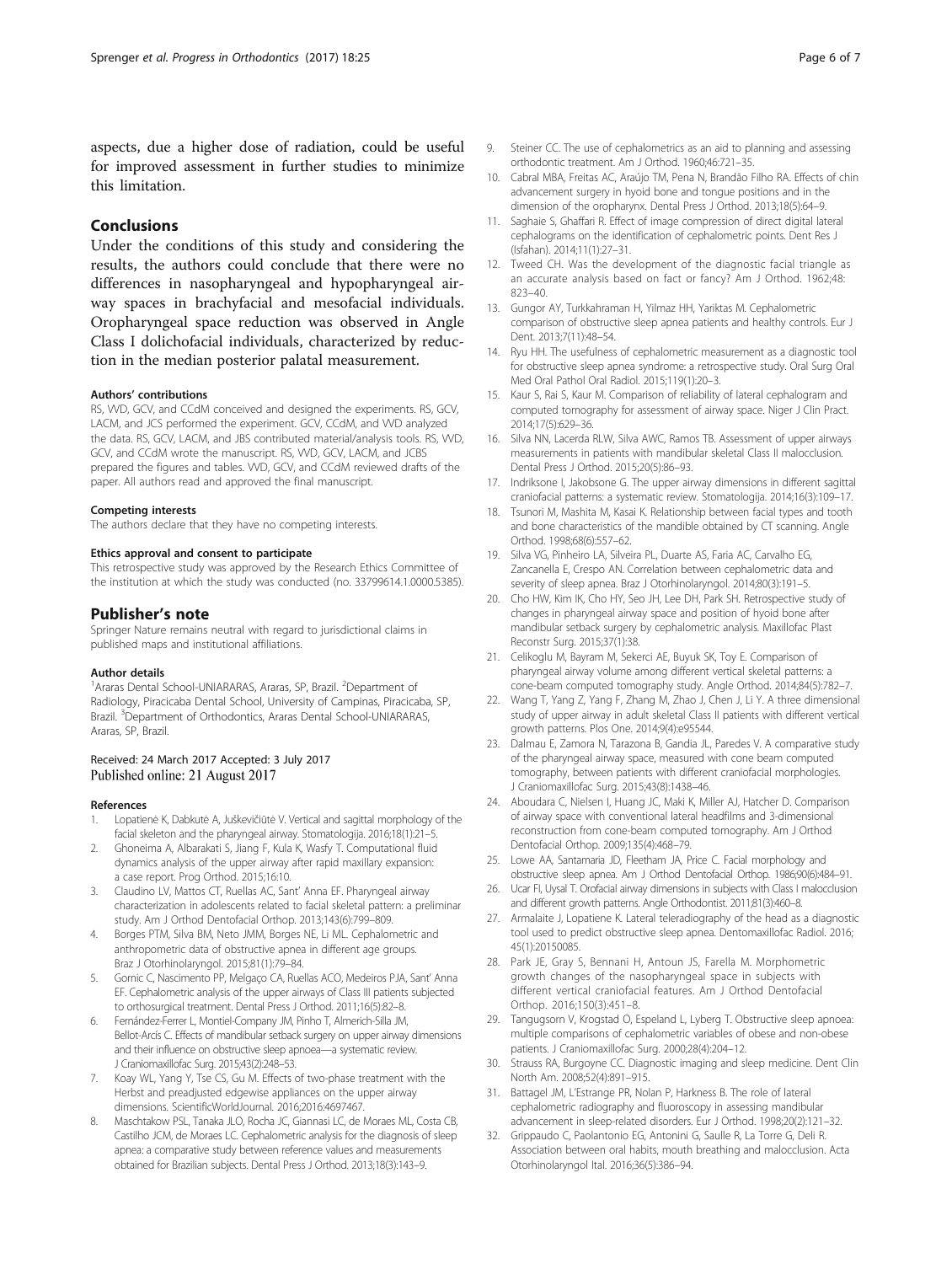aspects, due a higher dose of radiation, could be useful for improved assessment in further studies to minimize this limitation.

## Conclusions

Under the conditions of this study and considering the results, the authors could conclude that there were no differences in nasopharyngeal and hypopharyngeal airway spaces in brachyfacial and mesofacial individuals. Oropharyngeal space reduction was observed in Angle Class I dolichofacial individuals, characterized by reduction in the median posterior palatal measurement.

#### Authors' contributions

RS, VVD, GCV, and CCdM conceived and designed the experiments. RS, GCV, LACM, and JCS performed the experiment. GCV, CCdM, and VVD analyzed the data. RS, GCV, LACM, and JBS contributed material/analysis tools. RS, VVD, GCV, and CCdM wrote the manuscript. RS, VVD, GCV, LACM, and JCBS prepared the figures and tables. VVD, GCV, and CCdM reviewed drafts of the paper. All authors read and approved the final manuscript.

#### Competing interests

The authors declare that they have no competing interests.

#### Ethics approval and consent to participate

This retrospective study was approved by the Research Ethics Committee of the institution at which the study was conducted (no. 33799614.1.0000.5385).

## Publisher's note

Springer Nature remains neutral with regard to jurisdictional claims in published maps and institutional affiliations.

#### Author details

[1]Araras Dental School-UNIARARAS, Araras, SP, Brazil. [2]Department of Radiology, Piracicaba Dental School, University of Campinas, Piracicaba, SP, Brazil. [3]Department of Orthodontics, Araras Dental School-UNIARARAS, Araras, SP, Brazil.

Received: 24 March 2017 Accepted: 3 July 2017
Published online: 21 August 2017

#### References

1. Lopatienė K, Dabkutė A, Juškevičiūtė V. Vertical and sagittal morphology of the facial skeleton and the pharyngeal airway. Stomatologija. 2016;18(1):21–5.
2. Ghoneima A, Albarakati S, Jiang F, Kula K, Wasfy T. Computational fluid dynamics analysis of the upper airway after rapid maxillary expansion: a case report. Prog Orthod. 2015;16:10.
3. Claudino LV, Mattos CT, Ruellas AC, Sant' Anna EF. Pharyngeal airway characterization in adolescents related to facial skeletal pattern: a preliminar study. Am J Orthod Dentofacial Orthop. 2013;143(6):799–809.
4. Borges PTM, Silva BM, Neto JMM, Borges NE, Li ML. Cephalometric and anthropometric data of obstructive apnea in different age groups. Braz J Otorhinolaryngol. 2015;81(1):79–84.
5. Gornic C, Nascimento PP, Melgaço CA, Ruellas ACO, Medeiros PJA, Sant' Anna EF. Cephalometric analysis of the upper airways of Class III patients subjected to orthosurgical treatment. Dental Press J Orthod. 2011;16(5):82–8.
6. Fernández-Ferrer L, Montiel-Company JM, Pinho T, Almerich-Silla JM, Bellot-Arcís C. Effects of mandibular setback surgery on upper airway dimensions and their influence on obstructive sleep apnoea—a systematic review. J Craniomaxillofac Surg. 2015;43(2):248–53.
7. Koay WL, Yang Y, Tse CS, Gu M. Effects of two-phase treatment with the Herbst and preadjusted edgewise appliances on the upper airway dimensions. ScientificWorldJournal. 2016;2016:4697467.
8. Maschtakow PSL, Tanaka JLO, Rocha JC, Giannasi LC, de Moraes ML, Costa CB, Castilho JCM, de Moraes LC. Cephalometric analysis for the diagnosis of sleep apnea: a comparative study between reference values and measurements obtained for Brazilian subjects. Dental Press J Orthod. 2013;18(3):143–9.
9. Steiner CC. The use of cephalometrics as an aid to planning and assessing orthodontic treatment. Am J Orthod. 1960;46:721–35.
10. Cabral MBA, Freitas AC, Araújo TM, Pena N, Brandão Filho RA. Effects of chin advancement surgery in hyoid bone and tongue positions and in the dimension of the oropharynx. Dental Press J Orthod. 2013;18(5):64–9.
11. Saghaie S, Ghaffari R. Effect of image compression of direct digital lateral cephalograms on the identification of cephalometric points. Dent Res J (Isfahan). 2014;11(1):27–31.
12. Tweed CH. Was the development of the diagnostic facial triangle as an accurate analysis based on fact or fancy? Am J Orthod. 1962;48: 823–40.
13. Gungor AY, Turkkahraman H, Yilmaz HH, Yariktas M. Cephalometric comparison of obstructive sleep apnea patients and healthy controls. Eur J Dent. 2013;7(11):48–54.
14. Ryu HH. The usefulness of cephalometric measurement as a diagnostic tool for obstructive sleep apnea syndrome: a retrospective study. Oral Surg Oral Med Oral Pathol Oral Radiol. 2015;119(1):20–3.
15. Kaur S, Rai S, Kaur M. Comparison of reliability of lateral cephalogram and computed tomography for assessment of airway space. Niger J Clin Pract. 2014;17(5):629–36.
16. Silva NN, Lacerda RLW, Silva AWC, Ramos TB. Assessment of upper airways measurements in patients with mandibular skeletal Class II malocclusion. Dental Press J Orthod. 2015;20(5):86–93.
17. Indriksone I, Jakobsone G. The upper airway dimensions in different sagittal craniofacial patterns: a systematic review. Stomatologija. 2014;16(3):109–17.
18. Tsunori M, Mashita M, Kasai K. Relationship between facial types and tooth and bone characteristics of the mandible obtained by CT scanning. Angle Orthod. 1998;68(6):557–62.
19. Silva VG, Pinheiro LA, Silveira PL, Duarte AS, Faria AC, Carvalho EG, Zancanella E, Crespo AN. Correlation between cephalometric data and severity of sleep apnea. Braz J Otorhinolaryngol. 2014;80(3):191–5.
20. Cho HW, Kim IK, Cho HY, Seo JH, Lee DH, Park SH. Retrospective study of changes in pharyngeal airway space and position of hyoid bone after mandibular setback surgery by cephalometric analysis. Maxillofac Plast Reconstr Surg. 2015;37(1):38.
21. Celikoglu M, Bayram M, Sekerci AE, Buyuk SK, Toy E. Comparison of pharyngeal airway volume among different vertical skeletal patterns: a cone-beam computed tomography study. Angle Orthod. 2014;84(5):782–7.
22. Wang T, Yang Z, Yang F, Zhang M, Zhao J, Chen J, Li Y. A three dimensional study of upper airway in adult skeletal Class II patients with different vertical growth patterns. Plos One. 2014;9(4):e95544.
23. Dalmau E, Zamora N, Tarazona B, Gandia JL, Paredes V. A comparative study of the pharyngeal airway space, measured with cone beam computed tomography, between patients with different craniofacial morphologies. J Craniomaxillofac Surg. 2015;43(8):1438–46.
24. Aboudara C, Nielsen I, Huang JC, Maki K, Miller AJ, Hatcher D. Comparison of airway space with conventional lateral headfilms and 3-dimensional reconstruction from cone-beam computed tomography. Am J Orthod Dentofacial Orthop. 2009;135(4):468–79.
25. Lowe AA, Santamaria JD, Fleetham JA, Price C. Facial morphology and obstructive sleep apnea. Am J Orthod Dentofacial Orthop. 1986;90(6):484–91.
26. Ucar FI, Uysal T. Orofacial airway dimensions in subjects with Class I malocclusion and different growth patterns. Angle Orthodontist. 2011;81(3):460–8.
27. Armalaite J, Lopatiene K. Lateral teleradiography of the head as a diagnostic tool used to predict obstructive sleep apnea. Dentomaxillofac Radiol. 2016; 45(1):20150085.
28. Park JE, Gray S, Bennani H, Antoun JS, Farella M. Morphometric growth changes of the nasopharyngeal space in subjects with different vertical craniofacial features. Am J Orthod Dentofacial Orthop. 2016;150(3):451–8.
29. Tangugsorn V, Krogstad O, Espeland L, Lyberg T. Obstructive sleep apnoea: multiple comparisons of cephalometric variables of obese and non-obese patients. J Craniomaxillofac Surg. 2000;28(4):204–12.
30. Strauss RA, Burgoyne CC. Diagnostic imaging and sleep medicine. Dent Clin North Am. 2008;52(4):891–915.
31. Battagel JM, L'Estrange PR, Nolan P, Harkness B. The role of lateral cephalometric radiography and fluoroscopy in assessing mandibular advancement in sleep-related disorders. Eur J Orthod. 1998;20(2):121–32.
32. Grippaudo C, Paolantonio EG, Antonini G, Saulle R, La Torre G, Deli R. Association between oral habits, mouth breathing and malocclusion. Acta Otorhinolaryngol Ital. 2016;36(5):386–94.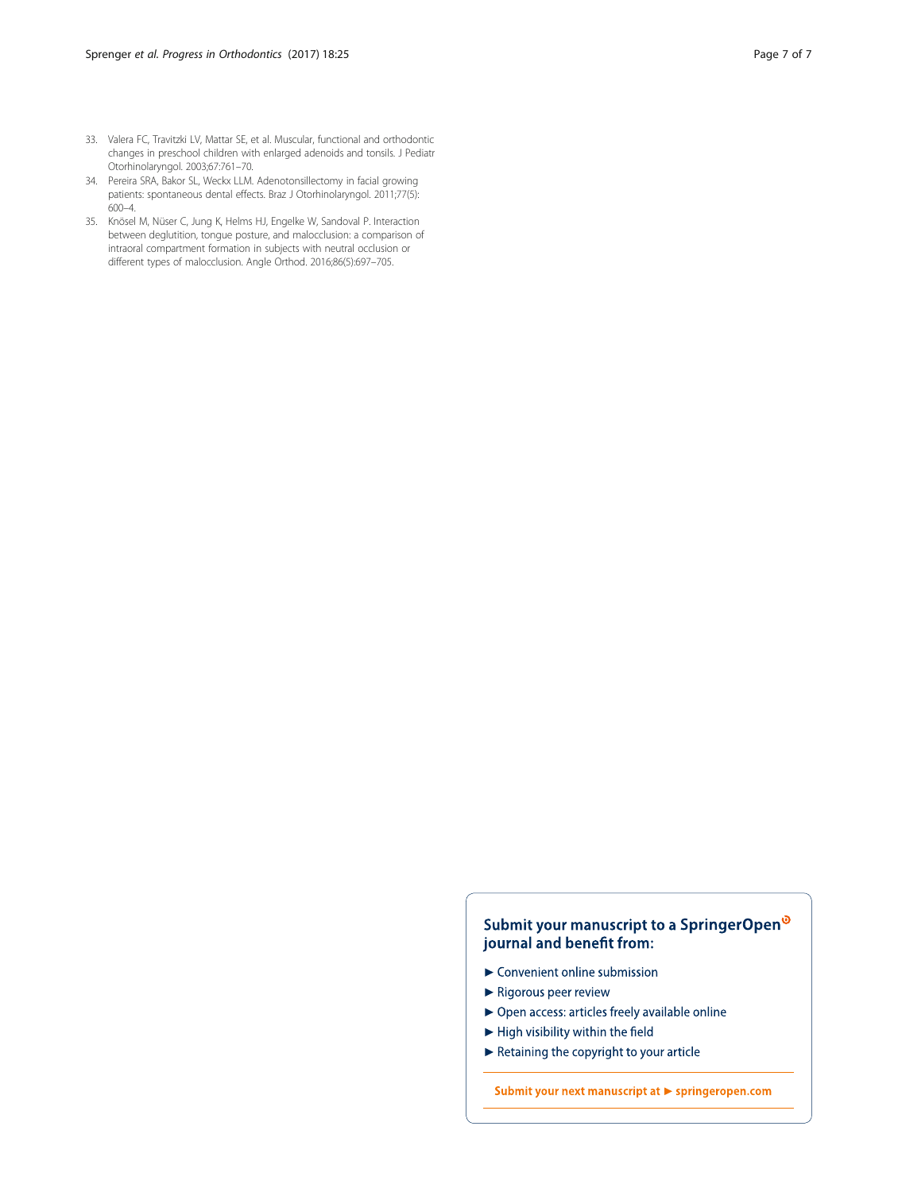33. Valera FC, Travitzki LV, Mattar SE, et al. Muscular, functional and orthodontic changes in preschool children with enlarged adenoids and tonsils. J Pediatr Otorhinolaryngol. 2003;67:761–70.
34. Pereira SRA, Bakor SL, Weckx LLM. Adenotonsillectomy in facial growing patients: spontaneous dental effects. Braz J Otorhinolaryngol. 2011;77(5): 600–4.
35. Knösel M, Nüser C, Jung K, Helms HJ, Engelke W, Sandoval P. Interaction between deglutition, tongue posture, and malocclusion: a comparison of intraoral compartment formation in subjects with neutral occlusion or different types of malocclusion. Angle Orthod. 2016;86(5):697–705.

**Submit your manuscript to a SpringerOpen journal and benefit from:**

- ► Convenient online submission
- ► Rigorous peer review
- ► Open access: articles freely available online
- ► High visibility within the field
- ► Retaining the copyright to your article

**Submit your next manuscript at ► springeropen.com**